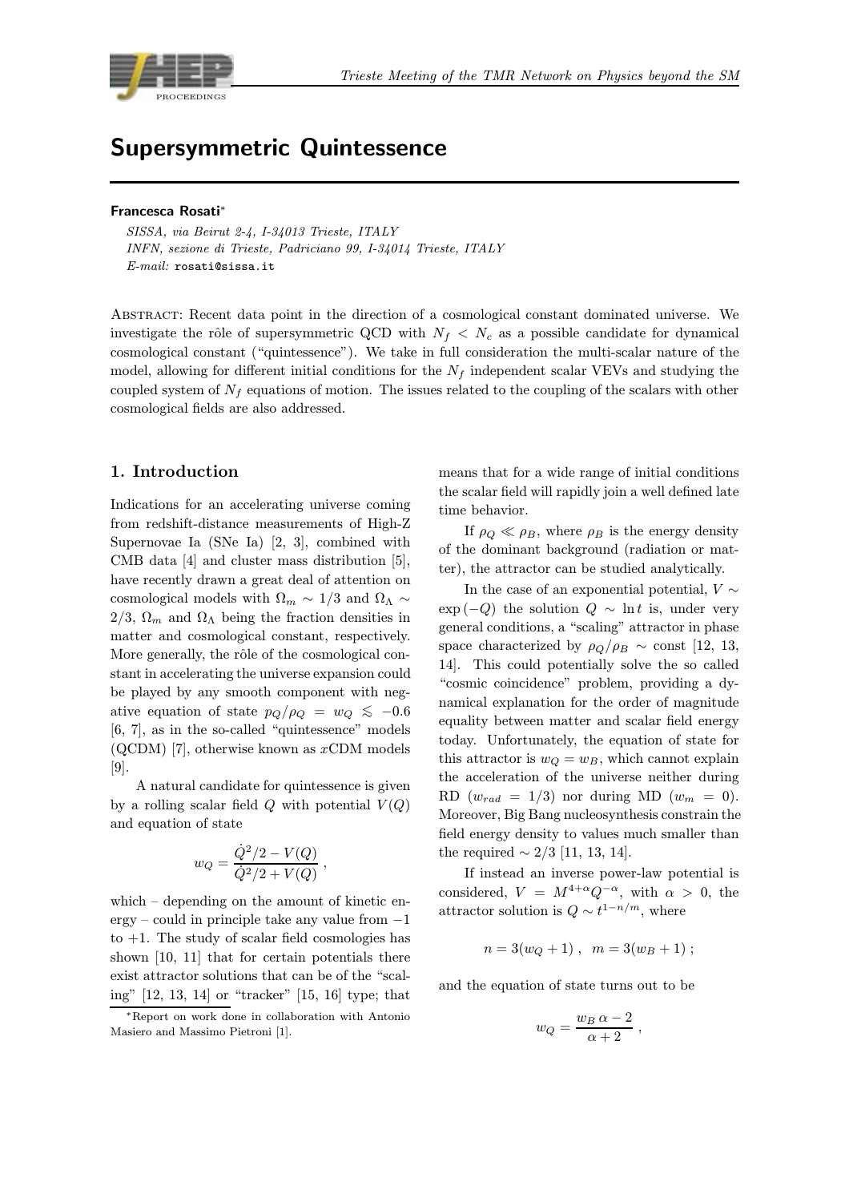# Supersymmetric Quintessence

**Francesca Rosati**[*]

*SISSA, via Beirut 2-4, I-34013 Trieste, ITALY*
*INFN, sezione di Trieste, Padriciano 99, I-34014 Trieste, ITALY*
*E-mail:* `rosati@sissa.it`

Abstract: Recent data point in the direction of a cosmological constant dominated universe. We investigate the rôle of supersymmetric QCD with $N_f < N_c$ as a possible candidate for dynamical cosmological constant ("quintessence"). We take in full consideration the multi-scalar nature of the model, allowing for different initial conditions for the $N_f$ independent scalar VEVs and studying the coupled system of $N_f$ equations of motion. The issues related to the coupling of the scalars with other cosmological fields are also addressed.

## 1. Introduction

Indications for an accelerating universe coming from redshift-distance measurements of High-Z Supernovae Ia (SNe Ia) [2, 3], combined with CMB data [4] and cluster mass distribution [5], have recently drawn a great deal of attention on cosmological models with $\Omega_m \sim 1/3$ and $\Omega_\Lambda \sim 2/3$, $\Omega_m$ and $\Omega_\Lambda$ being the fraction densities in matter and cosmological constant, respectively. More generally, the rôle of the cosmological constant in accelerating the universe expansion could be played by any smooth component with negative equation of state $p_Q/\rho_Q = w_Q \lesssim -0.6$ [6, 7], as in the so-called "quintessence" models (QCDM) [7], otherwise known as $x$CDM models [9].

A natural candidate for quintessence is given by a rolling scalar field $Q$ with potential $V(Q)$ and equation of state

$$w_Q = \frac{\dot{Q}^2/2 - V(Q)}{\dot{Q}^2/2 + V(Q)} ,$$

which – depending on the amount of kinetic energy – could in principle take any value from $-1$ to $+1$. The study of scalar field cosmologies has shown [10, 11] that for certain potentials there exist attractor solutions that can be of the "scaling" [12, 13, 14] or "tracker" [15, 16] type; that means that for a wide range of initial conditions the scalar field will rapidly join a well defined late time behavior.

If $\rho_Q \ll \rho_B$, where $\rho_B$ is the energy density of the dominant background (radiation or matter), the attractor can be studied analytically.

In the case of an exponential potential, $V \sim \exp(-Q)$ the solution $Q \sim \ln t$ is, under very general conditions, a "scaling" attractor in phase space characterized by $\rho_Q/\rho_B \sim$ const [12, 13, 14]. This could potentially solve the so called "cosmic coincidence" problem, providing a dynamical explanation for the order of magnitude equality between matter and scalar field energy today. Unfortunately, the equation of state for this attractor is $w_Q = w_B$, which cannot explain the acceleration of the universe neither during RD ($w_{rad} = 1/3$) nor during MD ($w_m = 0$). Moreover, Big Bang nucleosynthesis constrain the field energy density to values much smaller than the required $\sim 2/3$ [11, 13, 14].

If instead an inverse power-law potential is considered, $V = M^{4+\alpha} Q^{-\alpha}$, with $\alpha > 0$, the attractor solution is $Q \sim t^{1-n/m}$, where

$$n = 3(w_Q + 1) \; , \;\; m = 3(w_B + 1) \; ;$$

and the equation of state turns out to be

$$w_Q = \frac{w_B \, \alpha - 2}{\alpha + 2} \; ,$$

[*] Report on work done in collaboration with Antonio Masiero and Massimo Pietroni [1].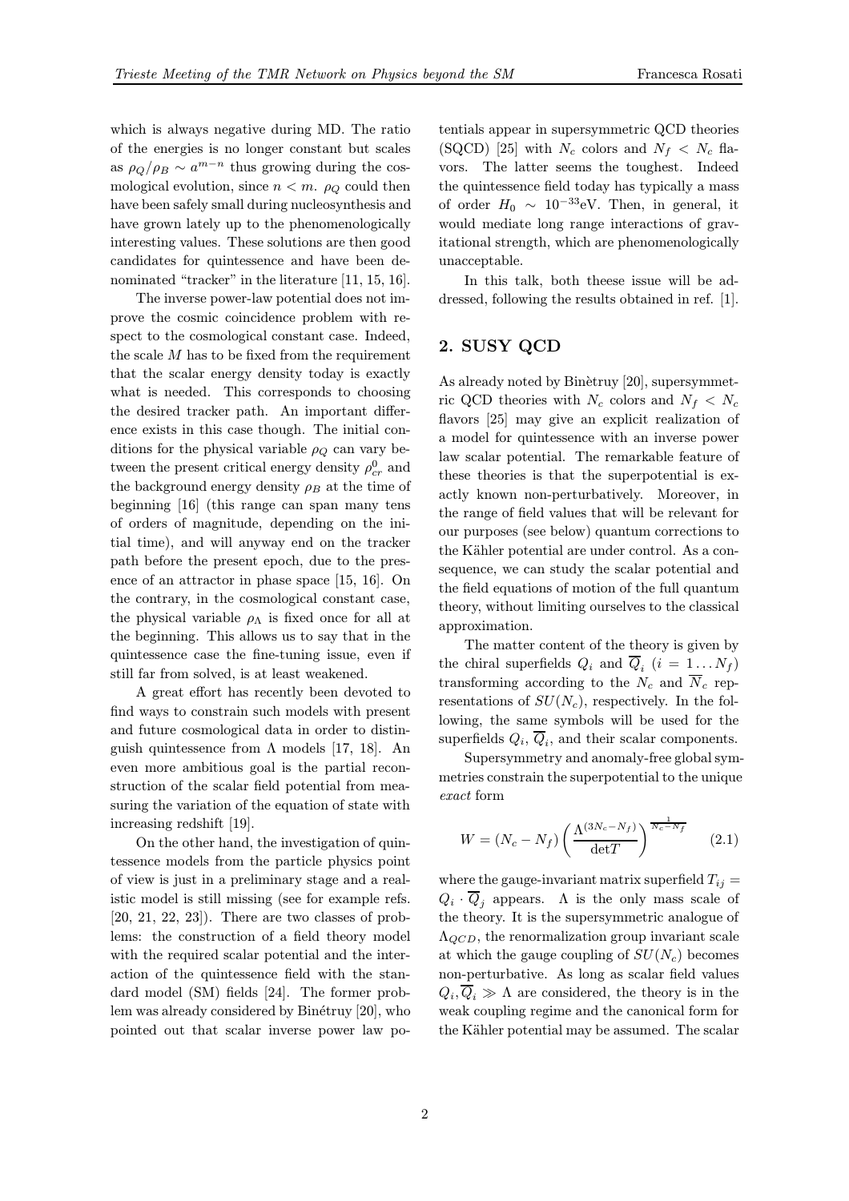which is always negative during MD. The ratio of the energies is no longer constant but scales as $\rho_Q/\rho_B \sim a^{m-n}$ thus growing during the cosmological evolution, since $n < m$. $\rho_Q$ could then have been safely small during nucleosynthesis and have grown lately up to the phenomenologically interesting values. These solutions are then good candidates for quintessence and have been denominated "tracker" in the literature [11, 15, 16].

The inverse power-law potential does not improve the cosmic coincidence problem with respect to the cosmological constant case. Indeed, the scale $M$ has to be fixed from the requirement that the scalar energy density today is exactly what is needed. This corresponds to choosing the desired tracker path. An important difference exists in this case though. The initial conditions for the physical variable $\rho_Q$ can vary between the present critical energy density $\rho^0_{cr}$ and the background energy density $\rho_B$ at the time of beginning [16] (this range can span many tens of orders of magnitude, depending on the initial time), and will anyway end on the tracker path before the present epoch, due to the presence of an attractor in phase space [15, 16]. On the contrary, in the cosmological constant case, the physical variable $\rho_\Lambda$ is fixed once for all at the beginning. This allows us to say that in the quintessence case the fine-tuning issue, even if still far from solved, is at least weakened.

A great effort has recently been devoted to find ways to constrain such models with present and future cosmological data in order to distinguish quintessence from $\Lambda$ models [17, 18]. An even more ambitious goal is the partial reconstruction of the scalar field potential from measuring the variation of the equation of state with increasing redshift [19].

On the other hand, the investigation of quintessence models from the particle physics point of view is just in a preliminary stage and a realistic model is still missing (see for example refs. [20, 21, 22, 23]). There are two classes of problems: the construction of a field theory model with the required scalar potential and the interaction of the quintessence field with the standard model (SM) fields [24]. The former problem was already considered by Binétruy [20], who pointed out that scalar inverse power law potentials appear in supersymmetric QCD theories (SQCD) [25] with $N_c$ colors and $N_f < N_c$ flavors. The latter seems the toughest. Indeed the quintessence field today has typically a mass of order $H_0 \sim 10^{-33}$eV. Then, in general, it would mediate long range interactions of gravitational strength, which are phenomenologically unacceptable.

In this talk, both theese issue will be addressed, following the results obtained in ref. [1].

## 2. SUSY QCD

As already noted by Binètruy [20], supersymmetric QCD theories with $N_c$ colors and $N_f < N_c$ flavors [25] may give an explicit realization of a model for quintessence with an inverse power law scalar potential. The remarkable feature of these theories is that the superpotential is exactly known non-perturbatively. Moreover, in the range of field values that will be relevant for our purposes (see below) quantum corrections to the Kähler potential are under control. As a consequence, we can study the scalar potential and the field equations of motion of the full quantum theory, without limiting ourselves to the classical approximation.

The matter content of the theory is given by the chiral superfields $Q_i$ and $\overline{Q}_i$ ($i = 1 \ldots N_f$) transforming according to the $N_c$ and $\overline{N}_c$ representations of $SU(N_c)$, respectively. In the following, the same symbols will be used for the superfields $Q_i$, $\overline{Q}_i$, and their scalar components.

Supersymmetry and anomaly-free global symmetries constrain the superpotential to the unique *exact* form

$$W = (N_c - N_f)\left(\frac{\Lambda^{(3N_c - N_f)}}{\det T}\right)^{\frac{1}{N_c - N_f}} \qquad (2.1)$$

where the gauge-invariant matrix superfield $T_{ij} = Q_i \cdot \overline{Q}_j$ appears. $\Lambda$ is the only mass scale of the theory. It is the supersymmetric analogue of $\Lambda_{QCD}$, the renormalization group invariant scale at which the gauge coupling of $SU(N_c)$ becomes non-perturbative. As long as scalar field values $Q_i, \overline{Q}_i \gg \Lambda$ are considered, the theory is in the weak coupling regime and the canonical form for the Kähler potential may be assumed. The scalar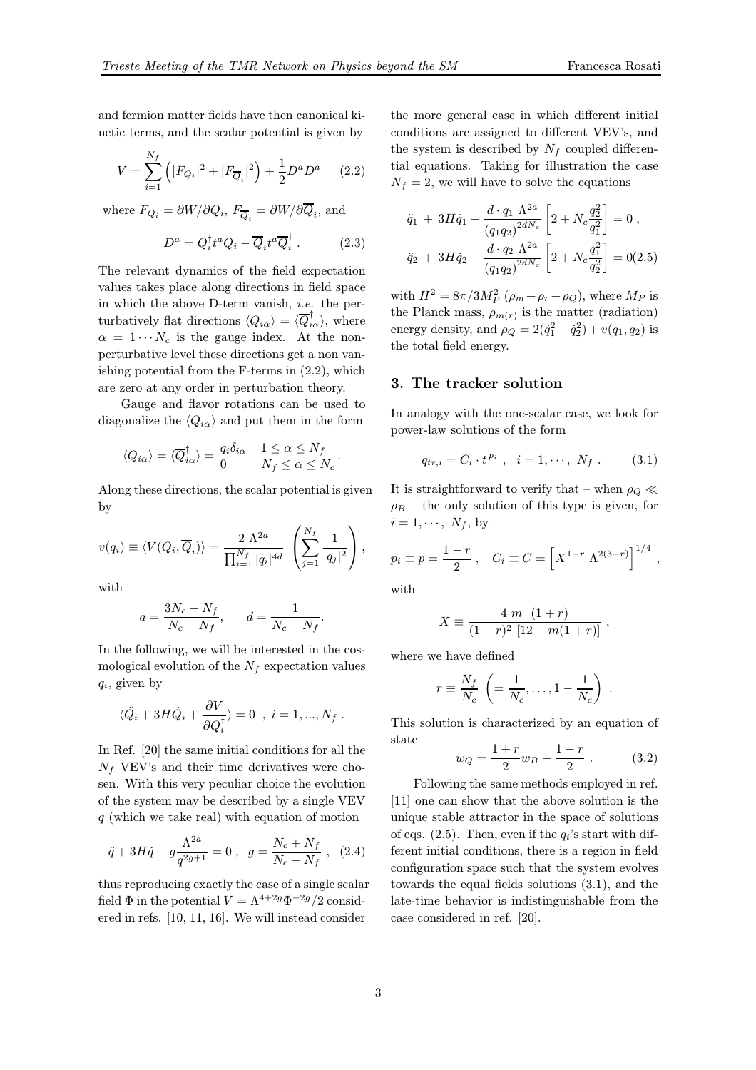and fermion matter fields have then canonical kinetic terms, and the scalar potential is given by

$$V = \sum_{i=1}^{N_f} \left( |F_{Q_i}|^2 + |F_{\overline{Q}_i}|^2 \right) + \frac{1}{2} D^a D^a \qquad (2.2)$$

where $F_{Q_i} = \partial W / \partial Q_i$, $F_{\overline{Q}_i} = \partial W / \partial \overline{Q}_i$, and

$$D^a = Q_i^\dagger t^a Q_i - \overline{Q}_i t^a \overline{Q}_i^\dagger \, . \qquad (2.3)$$

The relevant dynamics of the field expectation values takes place along directions in field space in which the above D-term vanish, *i.e.* the perturbatively flat directions $\langle Q_{i\alpha} \rangle = \langle \overline{Q}^\dagger_{i\alpha} \rangle$, where $\alpha = 1 \cdots N_c$ is the gauge index. At the non-perturbative level these directions get a non vanishing potential from the F-terms in (2.2), which are zero at any order in perturbation theory.

Gauge and flavor rotations can be used to diagonalize the $\langle Q_{i\alpha} \rangle$ and put them in the form

$$\langle Q_{i\alpha} \rangle = \langle \overline{Q}^\dagger_{i\alpha} \rangle = \begin{matrix} q_i \delta_{i\alpha} & 1 \le \alpha \le N_f \\ 0 & N_f \le \alpha \le N_c \end{matrix} \, .$$

Along these directions, the scalar potential is given by

$$v(q_i) \equiv \langle V(Q_i, \overline{Q}_i) \rangle = \frac{2 \, \Lambda^{2a}}{\prod_{i=1}^{N_f} |q_i|^{4d}} \left( \sum_{j=1}^{N_f} \frac{1}{|q_j|^2} \right) ,$$

with

$$a = \frac{3N_c - N_f}{N_c - N_f}, \qquad d = \frac{1}{N_c - N_f}.$$

In the following, we will be interested in the cosmological evolution of the $N_f$ expectation values $q_i$, given by

$$\langle \ddot{Q}_i + 3H \dot{Q}_i + \frac{\partial V}{\partial Q_i^\dagger} \rangle = 0 \ , \ i = 1, ..., N_f \, .$$

In Ref. [20] the same initial conditions for all the $N_f$ VEV's and their time derivatives were chosen. With this very peculiar choice the evolution of the system may be described by a single VEV $q$ (which we take real) with equation of motion

$$\ddot{q} + 3H\dot{q} - g \frac{\Lambda^{2a}}{q^{2g+1}} = 0 \ , \ g = \frac{N_c + N_f}{N_c - N_f} \ , \quad (2.4)$$

thus reproducing exactly the case of a single scalar field $\Phi$ in the potential $V = \Lambda^{4+2g} \Phi^{-2g}/2$ considered in refs. [10, 11, 16]. We will instead consider the more general case in which different initial conditions are assigned to different VEV's, and the system is described by $N_f$ coupled differential equations. Taking for illustration the case $N_f = 2$, we will have to solve the equations

$$\ddot{q}_1 + 3H\dot{q}_1 - \frac{d \cdot q_1 \, \Lambda^{2a}}{(q_1 q_2)^{2dN_c}} \left[ 2 + N_c \frac{q_2^2}{q_1^2} \right] = 0 \, ,$$
$$\ddot{q}_2 + 3H\dot{q}_2 - \frac{d \cdot q_2 \, \Lambda^{2a}}{(q_1 q_2)^{2dN_c}} \left[ 2 + N_c \frac{q_1^2}{q_2^2} \right] = 0 (2.5)$$

with $H^2 = 8\pi/3M_P^2 \, (\rho_m + \rho_r + \rho_Q)$, where $M_P$ is the Planck mass, $\rho_{m(r)}$ is the matter (radiation) energy density, and $\rho_Q = 2(\dot{q}_1^2 + \dot{q}_2^2) + v(q_1, q_2)$ is the total field energy.

## 3. The tracker solution

In analogy with the one-scalar case, we look for power-law solutions of the form

$$q_{tr,i} = C_i \cdot t^{p_i} \ , \quad i = 1, \cdots, \ N_f \, . \qquad (3.1)$$

It is straightforward to verify that – when $\rho_Q \ll \rho_B$ – the only solution of this type is given, for $i = 1, \cdots, \ N_f$, by

$$p_i \equiv p = \frac{1-r}{2} \ , \quad C_i \equiv C = \left[ X^{1-r} \, \Lambda^{2(3-r)} \right]^{1/4} \, ,$$

with

$$X \equiv \frac{4 \ m \ \ (1+r)}{(1-r)^2 \ [12 - m(1+r)]} \, ,$$

where we have defined

$$r \equiv \frac{N_f}{N_c} \ \left( = \frac{1}{N_c}, \ldots, 1 - \frac{1}{N_c} \right) \, .$$

This solution is characterized by an equation of state

$$w_Q = \frac{1+r}{2} w_B - \frac{1-r}{2} \, . \qquad (3.2)$$

Following the same methods employed in ref. [11] one can show that the above solution is the unique stable attractor in the space of solutions of eqs. (2.5). Then, even if the $q_i$'s start with different initial conditions, there is a region in field configuration space such that the system evolves towards the equal fields solutions (3.1), and the late-time behavior is indistinguishable from the case considered in ref. [20].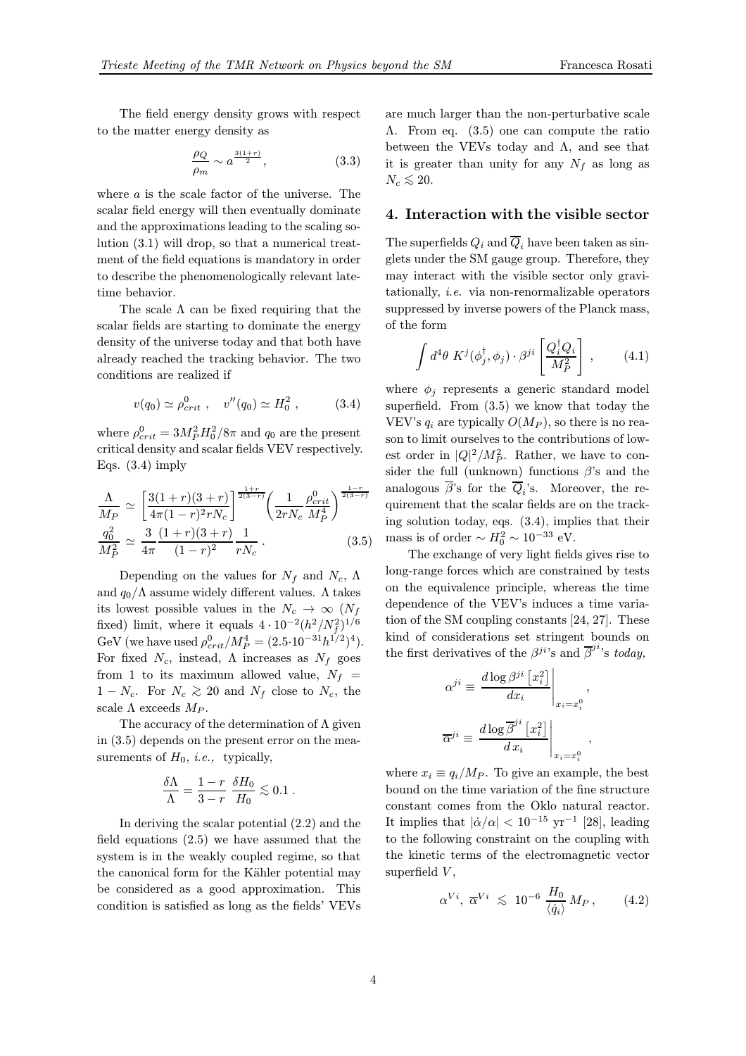The field energy density grows with respect to the matter energy density as

$$\frac{\rho_Q}{\rho_m} \sim a^{\frac{3(1+r)}{2}}, \tag{3.3}$$

where $a$ is the scale factor of the universe. The scalar field energy will then eventually dominate and the approximations leading to the scaling solution (3.1) will drop, so that a numerical treatment of the field equations is mandatory in order to describe the phenomenologically relevant late-time behavior.

The scale $\Lambda$ can be fixed requiring that the scalar fields are starting to dominate the energy density of the universe today and that both have already reached the tracking behavior. The two conditions are realized if

$$v(q_0) \simeq \rho^0_{crit} \;, \quad v''(q_0) \simeq H_0^2 \;, \tag{3.4}$$

where $\rho^0_{crit} = 3M_P^2 H_0^2/8\pi$ and $q_0$ are the present critical density and scalar fields VEV respectively. Eqs. (3.4) imply

$$\begin{aligned}\frac{\Lambda}{M_P} &\simeq \left[\frac{3(1+r)(3+r)}{4\pi(1-r)^2 r N_c}\right]^{\frac{1+r}{2(3-r)}} \left(\frac{1}{2rN_c}\frac{\rho^0_{crit}}{M_P^4}\right)^{\frac{1-r}{2(3-r)}} \\ \frac{q_0^2}{M_P^2} &\simeq \frac{3}{4\pi}\frac{(1+r)(3+r)}{(1-r)^2}\frac{1}{rN_c} \;.\end{aligned} \tag{3.5}$$

Depending on the values for $N_f$ and $N_c$, $\Lambda$ and $q_0/\Lambda$ assume widely different values. $\Lambda$ takes its lowest possible values in the $N_c \to \infty$ ($N_f$ fixed) limit, where it equals $4 \cdot 10^{-2}(h^2/N_f^2)^{1/6}$ GeV (we have used $\rho^0_{crit}/M_P^4 = (2.5 \cdot 10^{-31} h^{1/2})^4$). For fixed $N_c$, instead, $\Lambda$ increases as $N_f$ goes from 1 to its maximum allowed value, $N_f = 1 - N_c$. For $N_c \gtrsim 20$ and $N_f$ close to $N_c$, the scale $\Lambda$ exceeds $M_P$.

The accuracy of the determination of $\Lambda$ given in (3.5) depends on the present error on the measurements of $H_0$, *i.e.,* typically,

$$\frac{\delta\Lambda}{\Lambda} = \frac{1-r}{3-r}\;\frac{\delta H_0}{H_0} \lesssim 0.1 \;.$$

In deriving the scalar potential (2.2) and the field equations (2.5) we have assumed that the system is in the weakly coupled regime, so that the canonical form for the Kähler potential may be considered as a good approximation. This condition is satisfied as long as the fields' VEVs are much larger than the non-perturbative scale $\Lambda$. From eq. (3.5) one can compute the ratio between the VEVs today and $\Lambda$, and see that it is greater than unity for any $N_f$ as long as $N_c \lesssim 20$.

## 4. Interaction with the visible sector

The superfields $Q_i$ and $\overline{Q}_i$ have been taken as singlets under the SM gauge group. Therefore, they may interact with the visible sector only gravitationally, *i.e.* via non-renormalizable operators suppressed by inverse powers of the Planck mass, of the form

$$\int d^4\theta \; K^j(\phi_j^\dagger, \phi_j) \cdot \beta^{ji}\left[\frac{Q_i^\dagger Q_i}{M_P^2}\right] \;, \tag{4.1}$$

where $\phi_j$ represents a generic standard model superfield. From (3.5) we know that today the VEV's $q_i$ are typically $O(M_P)$, so there is no reason to limit ourselves to the contributions of lowest order in $|Q|^2/M_P^2$. Rather, we have to consider the full (unknown) functions $\beta$'s and the analogous $\overline{\beta}$'s for the $\overline{Q}_i$'s. Moreover, the requirement that the scalar fields are on the tracking solution today, eqs. (3.4), implies that their mass is of order $\sim H_0^2 \sim 10^{-33}$ eV.

The exchange of very light fields gives rise to long-range forces which are constrained by tests on the equivalence principle, whereas the time dependence of the VEV's induces a time variation of the SM coupling constants [24, 27]. These kind of considerations set stringent bounds on the first derivatives of the $\beta^{ji}$'s and $\overline{\beta}^{ji}$'s *today*,

$$\alpha^{ji} \equiv \left.\frac{d \log \beta^{ji}\left[x_i^2\right]}{dx_i}\right|_{x_i = x_i^0} ,$$

$$\overline{\alpha}^{ji} \equiv \left.\frac{d \log \overline{\beta}^{ji}\left[x_i^2\right]}{d\,x_i}\right|_{x_i = x_i^0} ,$$

where $x_i \equiv q_i/M_P$. To give an example, the best bound on the time variation of the fine structure constant comes from the Oklo natural reactor. It implies that $|\dot{\alpha}/\alpha| < 10^{-15}$ yr$^{-1}$ [28], leading to the following constraint on the coupling with the kinetic terms of the electromagnetic vector superfield $V$,

$$\alpha^{Vi},\; \overline{\alpha}^{Vi} \;\lesssim\; 10^{-6}\;\frac{H_0}{\langle \dot{q}_i \rangle}\,M_P\,, \tag{4.2}$$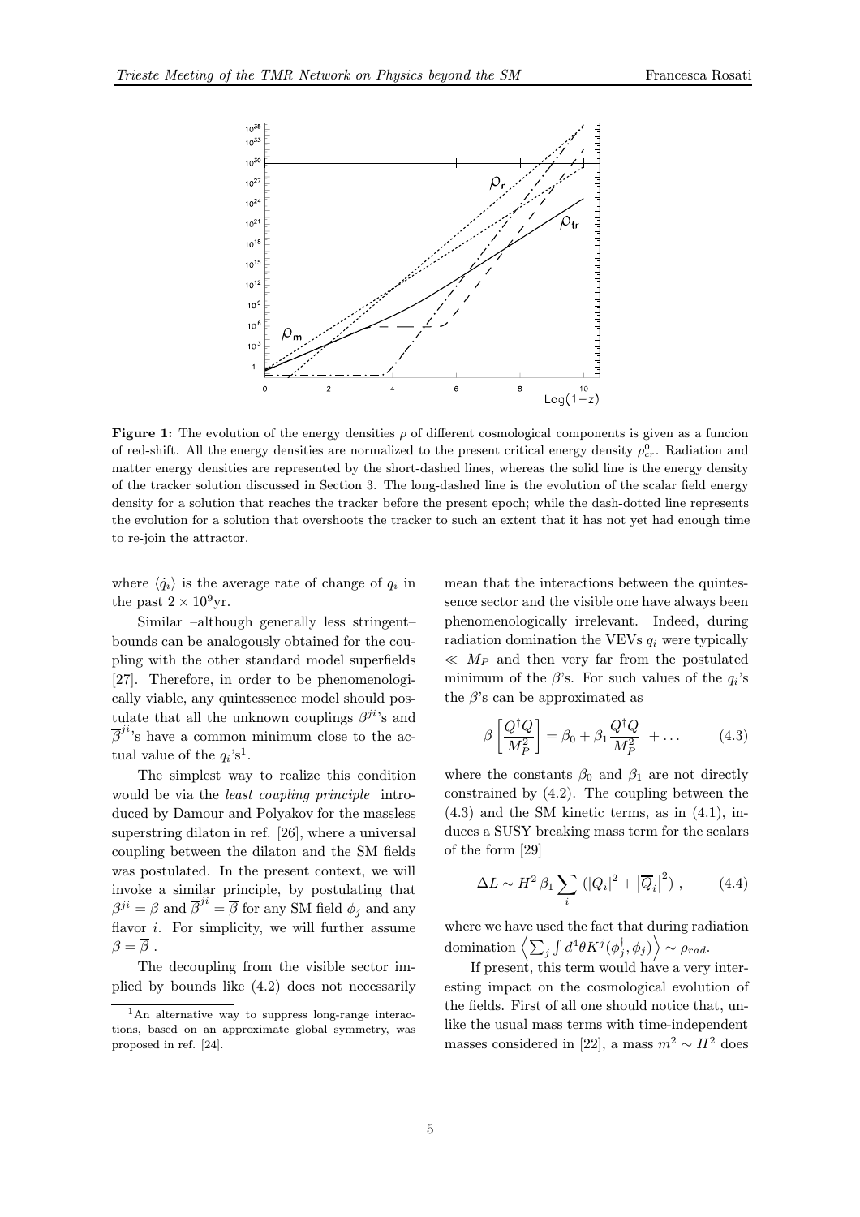**Figure 1:** The evolution of the energy densities $\rho$ of different cosmological components is given as a funcion of red-shift. All the energy densities are normalized to the present critical energy density $\rho^0_{cr}$. Radiation and matter energy densities are represented by the short-dashed lines, whereas the solid line is the energy density of the tracker solution discussed in Section 3. The long-dashed line is the evolution of the scalar field energy density for a solution that reaches the tracker before the present epoch; while the dash-dotted line represents the evolution for a solution that overshoots the tracker to such an extent that it has not yet had enough time to re-join the attractor.

where $\langle \dot{q}_i \rangle$ is the average rate of change of $q_i$ in the past $2 \times 10^9$yr.

Similar –although generally less stringent– bounds can be analogously obtained for the coupling with the other standard model superfields [27]. Therefore, in order to be phenomenologically viable, any quintessence model should postulate that all the unknown couplings $\beta^{ji}$'s and $\overline{\beta}^{ji}$'s have a common minimum close to the actual value of the $q_i$'s[1].

The simplest way to realize this condition would be via the *least coupling principle* introduced by Damour and Polyakov for the massless superstring dilaton in ref. [26], where a universal coupling between the dilaton and the SM fields was postulated. In the present context, we will invoke a similar principle, by postulating that $\beta^{ji} = \beta$ and $\overline{\beta}^{ji} = \overline{\beta}$ for any SM field $\phi_j$ and any flavor $i$. For simplicity, we will further assume $\beta = \overline{\beta}$ .

The decoupling from the visible sector implied by bounds like (4.2) does not necessarily mean that the interactions between the quintessence sector and the visible one have always been phenomenologically irrelevant. Indeed, during radiation domination the VEVs $q_i$ were typically $\ll M_P$ and then very far from the postulated minimum of the $\beta$'s. For such values of the $q_i$'s the $\beta$'s can be approximated as

$$\beta \left[ \frac{Q^\dagger Q}{M_P^2} \right] = \beta_0 + \beta_1 \frac{Q^\dagger Q}{M_P^2} + \dots \qquad (4.3)$$

where the constants $\beta_0$ and $\beta_1$ are not directly constrained by (4.2). The coupling between the (4.3) and the SM kinetic terms, as in (4.1), induces a SUSY breaking mass term for the scalars of the form [29]

$$\Delta L \sim H^2 \, \beta_1 \sum_i \left( |Q_i|^2 + \left|\overline{Q}_i\right|^2 \right) , \qquad (4.4)$$

where we have used the fact that during radiation domination $\left\langle \sum_j \int d^4\theta K^j(\phi_j^\dagger, \phi_j) \right\rangle \sim \rho_{rad}$.

If present, this term would have a very interesting impact on the cosmological evolution of the fields. First of all one should notice that, unlike the usual mass terms with time-independent masses considered in [22], a mass $m^2 \sim H^2$ does

[1] An alternative way to suppress long-range interactions, based on an approximate global symmetry, was proposed in ref. [24].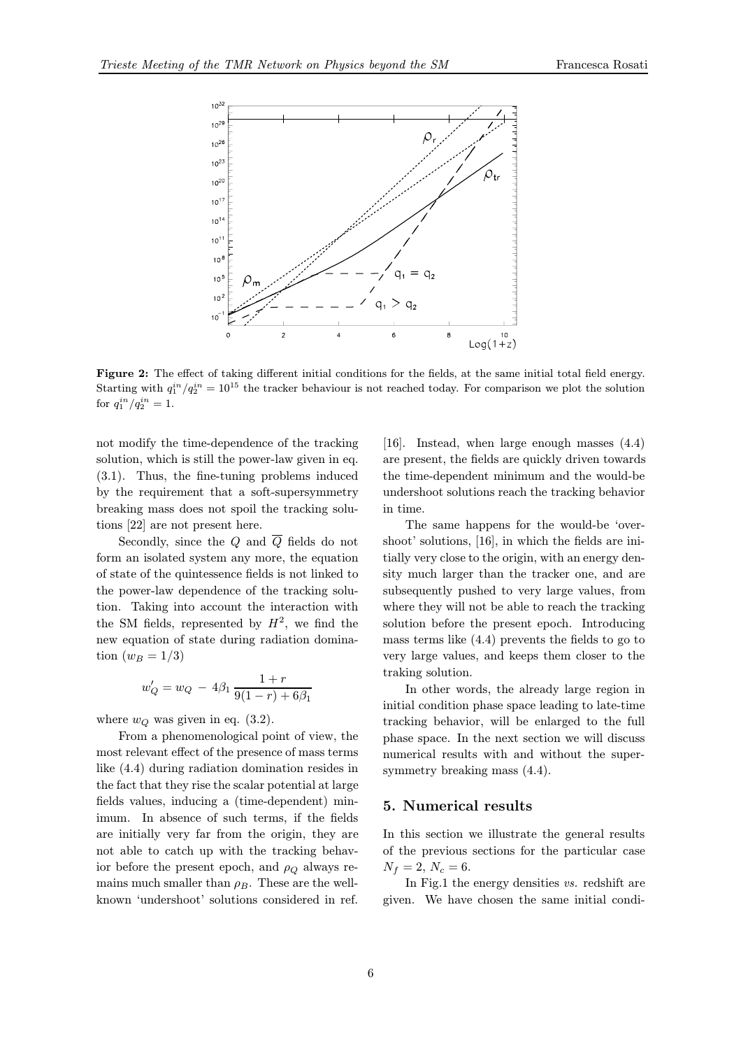**Figure 2:** The effect of taking different initial conditions for the fields, at the same initial total field energy. Starting with $q_1^{in}/q_2^{in} = 10^{15}$ the tracker behaviour is not reached today. For comparison we plot the solution for $q_1^{in}/q_2^{in} = 1$.

not modify the time-dependence of the tracking solution, which is still the power-law given in eq. (3.1). Thus, the fine-tuning problems induced by the requirement that a soft-supersymmetry breaking mass does not spoil the tracking solutions [22] are not present here.

Secondly, since the $Q$ and $\overline{Q}$ fields do not form an isolated system any more, the equation of state of the quintessence fields is not linked to the power-law dependence of the tracking solution. Taking into account the interaction with the SM fields, represented by $H^2$, we find the new equation of state during radiation domination ($w_B = 1/3$)

$$w_Q' = w_Q \; - \; 4\beta_1 \, \frac{1+r}{9(1-r) + 6\beta_1}$$

where $w_Q$ was given in eq. (3.2).

From a phenomenological point of view, the most relevant effect of the presence of mass terms like (4.4) during radiation domination resides in the fact that they rise the scalar potential at large fields values, inducing a (time-dependent) minimum. In absence of such terms, if the fields are initially very far from the origin, they are not able to catch up with the tracking behavior before the present epoch, and $\rho_Q$ always remains much smaller than $\rho_B$. These are the well-known 'undershoot' solutions considered in ref. [16]. Instead, when large enough masses (4.4) are present, the fields are quickly driven towards the time-dependent minimum and the would-be undershoot solutions reach the tracking behavior in time.

The same happens for the would-be 'overshoot' solutions, [16], in which the fields are initially very close to the origin, with an energy density much larger than the tracker one, and are subsequently pushed to very large values, from where they will not be able to reach the tracking solution before the present epoch. Introducing mass terms like (4.4) prevents the fields to go to very large values, and keeps them closer to the traking solution.

In other words, the already large region in initial condition phase space leading to late-time tracking behavior, will be enlarged to the full phase space. In the next section we will discuss numerical results with and without the supersymmetry breaking mass (4.4).

## 5. Numerical results

In this section we illustrate the general results of the previous sections for the particular case $N_f = 2$, $N_c = 6$.

In Fig.1 the energy densities *vs.* redshift are given. We have chosen the same initial condi-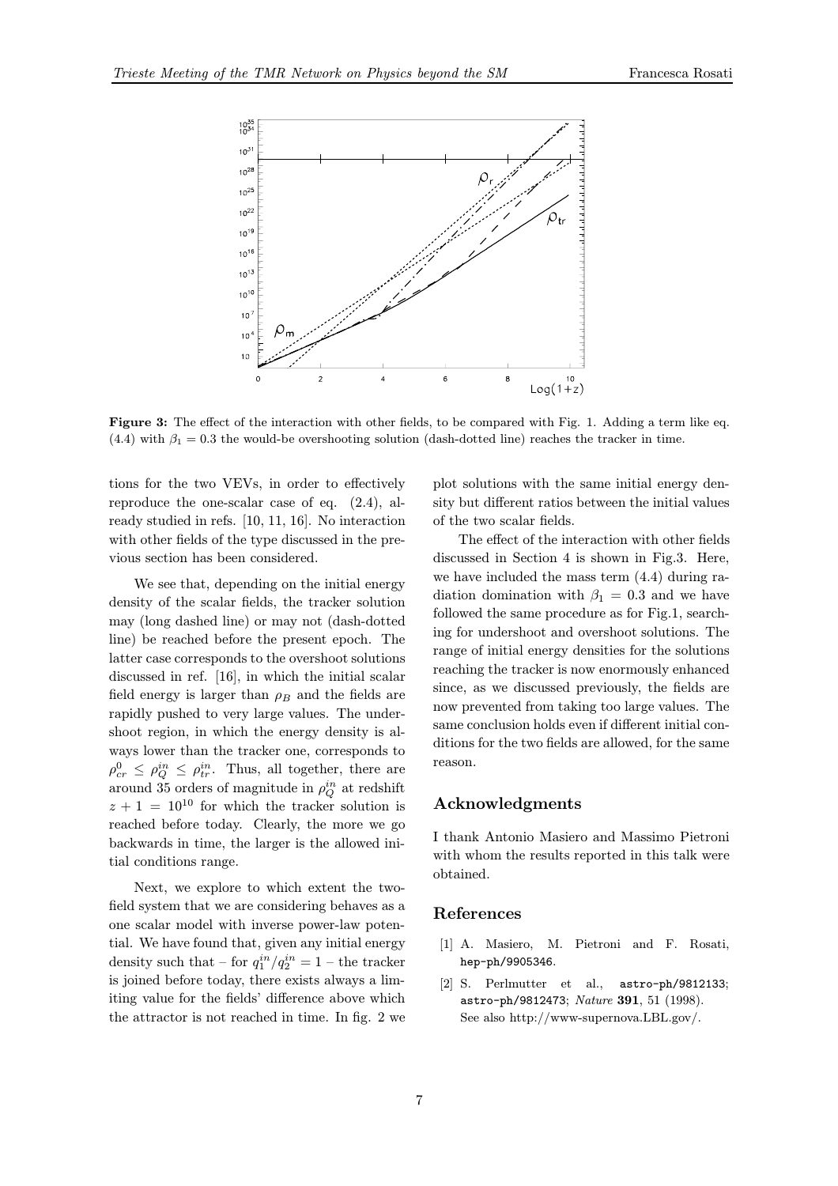**Figure 3:** The effect of the interaction with other fields, to be compared with Fig. 1. Adding a term like eq. (4.4) with $\beta_1 = 0.3$ the would-be overshooting solution (dash-dotted line) reaches the tracker in time.

tions for the two VEVs, in order to effectively reproduce the one-scalar case of eq. (2.4), already studied in refs. [10, 11, 16]. No interaction with other fields of the type discussed in the previous section has been considered.

We see that, depending on the initial energy density of the scalar fields, the tracker solution may (long dashed line) or may not (dash-dotted line) be reached before the present epoch. The latter case corresponds to the overshoot solutions discussed in ref. [16], in which the initial scalar field energy is larger than $\rho_B$ and the fields are rapidly pushed to very large values. The undershoot region, in which the energy density is always lower than the tracker one, corresponds to $\rho_{cr}^0 \leq \rho_Q^{in} \leq \rho_{tr}^{in}$. Thus, all together, there are around 35 orders of magnitude in $\rho_Q^{in}$ at redshift $z + 1 = 10^{10}$ for which the tracker solution is reached before today. Clearly, the more we go backwards in time, the larger is the allowed initial conditions range.

Next, we explore to which extent the two-field system that we are considering behaves as a one scalar model with inverse power-law potential. We have found that, given any initial energy density such that – for $q_1^{in}/q_2^{in} = 1$ – the tracker is joined before today, there exists always a limiting value for the fields' difference above which the attractor is not reached in time. In fig. 2 we plot solutions with the same initial energy density but different ratios between the initial values of the two scalar fields.

The effect of the interaction with other fields discussed in Section 4 is shown in Fig.3. Here, we have included the mass term (4.4) during radiation domination with $\beta_1 = 0.3$ and we have followed the same procedure as for Fig.1, searching for undershoot and overshoot solutions. The range of initial energy densities for the solutions reaching the tracker is now enormously enhanced since, as we discussed previously, the fields are now prevented from taking too large values. The same conclusion holds even if different initial conditions for the two fields are allowed, for the same reason.

## Acknowledgments

I thank Antonio Masiero and Massimo Pietroni with whom the results reported in this talk were obtained.

## References

[1] A. Masiero, M. Pietroni and F. Rosati, hep-ph/9905346.

[2] S. Perlmutter et al., astro-ph/9812133; astro-ph/9812473; *Nature* **391**, 51 (1998). See also http://www-supernova.LBL.gov/.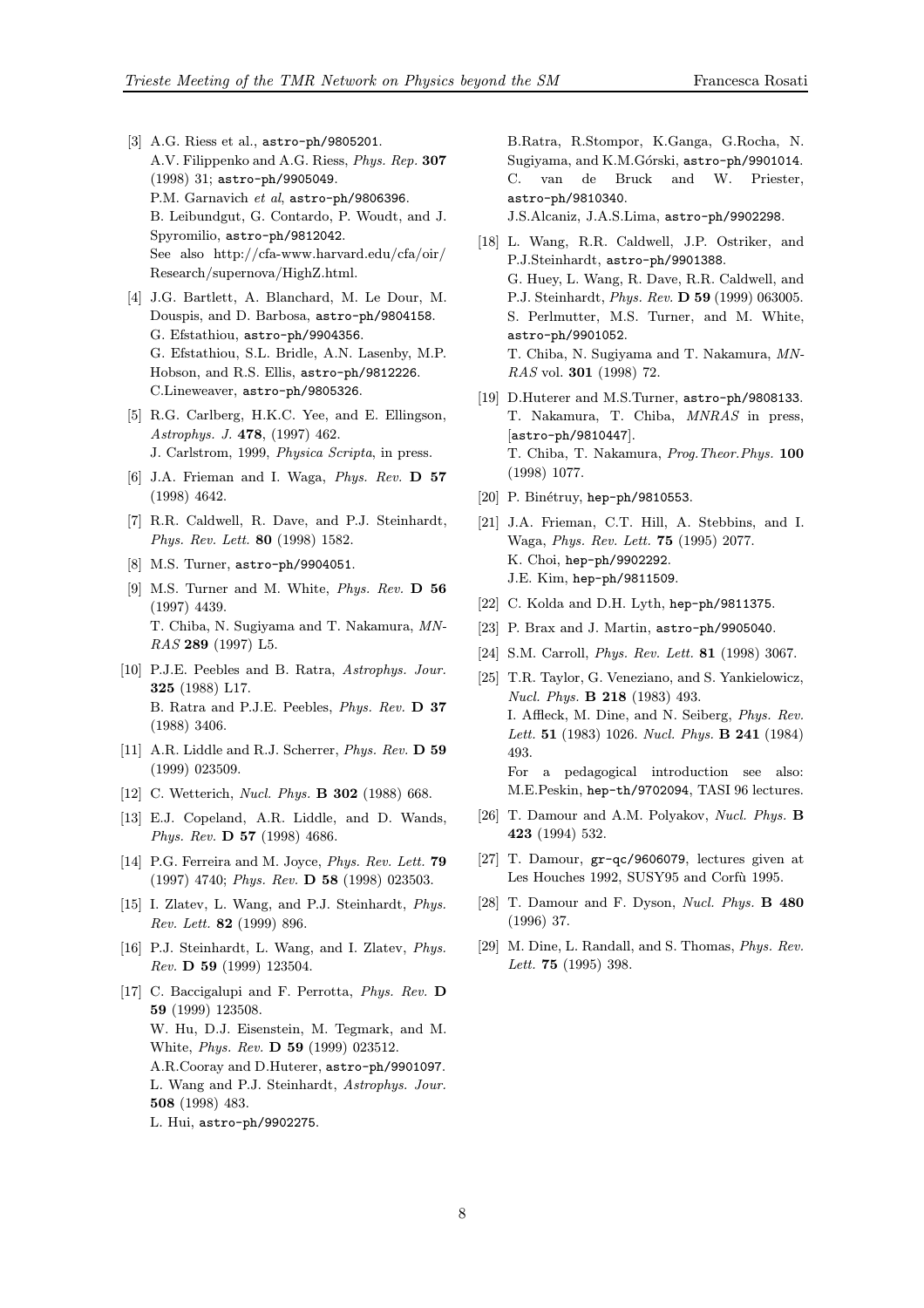[3] A.G. Riess et al., astro-ph/9805201.
A.V. Filippenko and A.G. Riess, *Phys. Rep.* **307** (1998) 31; astro-ph/9905049.
P.M. Garnavich *et al*, astro-ph/9806396.
B. Leibundgut, G. Contardo, P. Woudt, and J. Spyromilio, astro-ph/9812042.
See also http://cfa-www.harvard.edu/cfa/oir/Research/supernova/HighZ.html.

[4] J.G. Bartlett, A. Blanchard, M. Le Dour, M. Douspis, and D. Barbosa, astro-ph/9804158.
G. Efstathiou, astro-ph/9904356.
G. Efstathiou, S.L. Bridle, A.N. Lasenby, M.P. Hobson, and R.S. Ellis, astro-ph/9812226.
C.Lineweaver, astro-ph/9805326.

[5] R.G. Carlberg, H.K.C. Yee, and E. Ellingson, *Astrophys. J.* **478**, (1997) 462.
J. Carlstrom, 1999, *Physica Scripta*, in press.

[6] J.A. Frieman and I. Waga, *Phys. Rev.* **D 57** (1998) 4642.

[7] R.R. Caldwell, R. Dave, and P.J. Steinhardt, *Phys. Rev. Lett.* **80** (1998) 1582.

[8] M.S. Turner, astro-ph/9904051.

[9] M.S. Turner and M. White, *Phys. Rev.* **D 56** (1997) 4439.
T. Chiba, N. Sugiyama and T. Nakamura, *MNRAS* **289** (1997) L5.

[10] P.J.E. Peebles and B. Ratra, *Astrophys. Jour.* **325** (1988) L17.
B. Ratra and P.J.E. Peebles, *Phys. Rev.* **D 37** (1988) 3406.

[11] A.R. Liddle and R.J. Scherrer, *Phys. Rev.* **D 59** (1999) 023509.

[12] C. Wetterich, *Nucl. Phys.* **B 302** (1988) 668.

[13] E.J. Copeland, A.R. Liddle, and D. Wands, *Phys. Rev.* **D 57** (1998) 4686.

[14] P.G. Ferreira and M. Joyce, *Phys. Rev. Lett.* **79** (1997) 4740; *Phys. Rev.* **D 58** (1998) 023503.

[15] I. Zlatev, L. Wang, and P.J. Steinhardt, *Phys. Rev. Lett.* **82** (1999) 896.

[16] P.J. Steinhardt, L. Wang, and I. Zlatev, *Phys. Rev.* **D 59** (1999) 123504.

[17] C. Baccigalupi and F. Perrotta, *Phys. Rev.* **D 59** (1999) 123508.
W. Hu, D.J. Eisenstein, M. Tegmark, and M. White, *Phys. Rev.* **D 59** (1999) 023512.
A.R.Cooray and D.Huterer, astro-ph/9901097.
L. Wang and P.J. Steinhardt, *Astrophys. Jour.* **508** (1998) 483.
L. Hui, astro-ph/9902275.
B.Ratra, R.Stompor, K.Ganga, G.Rocha, N. Sugiyama, and K.M.Górski, astro-ph/9901014.
C. van de Bruck and W. Priester, astro-ph/9810340.
J.S.Alcaniz, J.A.S.Lima, astro-ph/9902298.

[18] L. Wang, R.R. Caldwell, J.P. Ostriker, and P.J.Steinhardt, astro-ph/9901388.
G. Huey, L. Wang, R. Dave, R.R. Caldwell, and P.J. Steinhardt, *Phys. Rev.* **D 59** (1999) 063005.
S. Perlmutter, M.S. Turner, and M. White, astro-ph/9901052.
T. Chiba, N. Sugiyama and T. Nakamura, *MNRAS* vol. **301** (1998) 72.

[19] D.Huterer and M.S.Turner, astro-ph/9808133.
T. Nakamura, T. Chiba, *MNRAS* in press, [astro-ph/9810447].
T. Chiba, T. Nakamura, *Prog.Theor.Phys.* **100** (1998) 1077.

[20] P. Binétruy, hep-ph/9810553.

[21] J.A. Frieman, C.T. Hill, A. Stebbins, and I. Waga, *Phys. Rev. Lett.* **75** (1995) 2077.
K. Choi, hep-ph/9902292.
J.E. Kim, hep-ph/9811509.

[22] C. Kolda and D.H. Lyth, hep-ph/9811375.

[23] P. Brax and J. Martin, astro-ph/9905040.

[24] S.M. Carroll, *Phys. Rev. Lett.* **81** (1998) 3067.

[25] T.R. Taylor, G. Veneziano, and S. Yankielowicz, *Nucl. Phys.* **B 218** (1983) 493.
I. Affleck, M. Dine, and N. Seiberg, *Phys. Rev. Lett.* **51** (1983) 1026. *Nucl. Phys.* **B 241** (1984) 493.
For a pedagogical introduction see also: M.E.Peskin, hep-th/9702094, TASI 96 lectures.

[26] T. Damour and A.M. Polyakov, *Nucl. Phys.* **B 423** (1994) 532.

[27] T. Damour, gr-qc/9606079, lectures given at Les Houches 1992, SUSY95 and Corfù 1995.

[28] T. Damour and F. Dyson, *Nucl. Phys.* **B 480** (1996) 37.

[29] M. Dine, L. Randall, and S. Thomas, *Phys. Rev. Lett.* **75** (1995) 398.